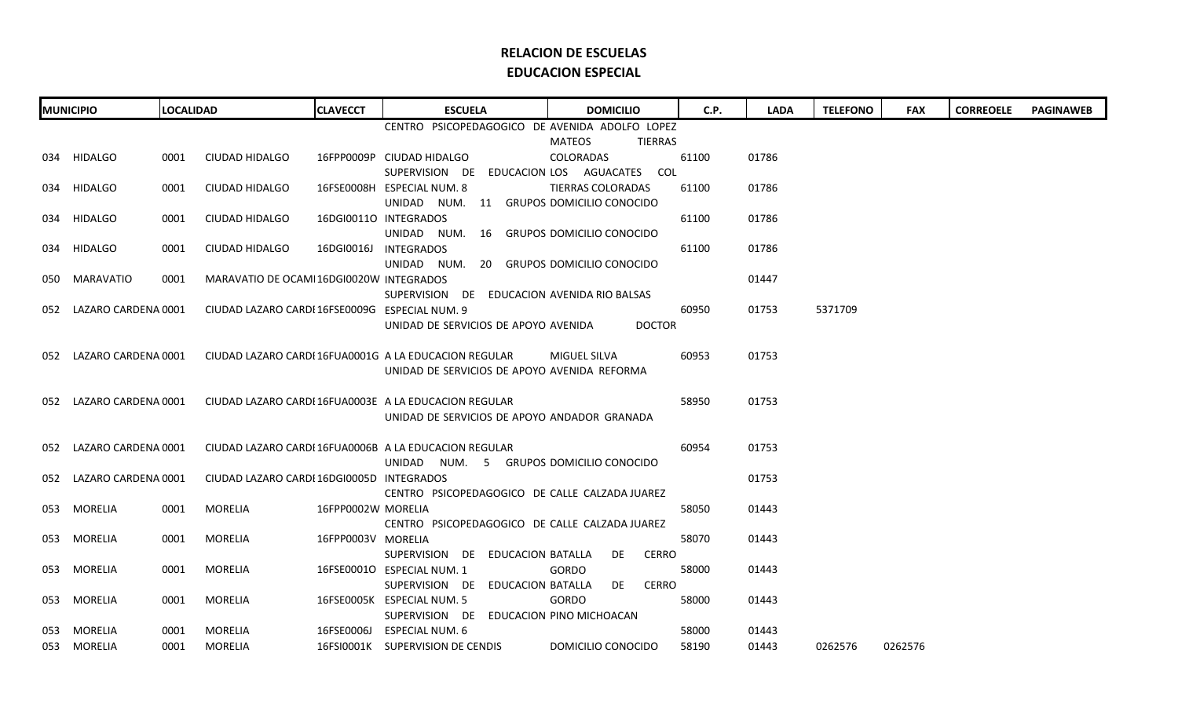# RELACION DE ESCUELAS

## EDUCACION ESPECIAL

| MUNICIPIO | LOCALIDAD | CLAVECCT | ESCUELA | DOMICILIO | C.P. | LADA | TELEFONO | FAX | CORREOELE | PAGINAWEB |
|---|---|---|---|---|---|---|---|---|---|---|
| 034 HIDALGO | 0001 CIUDAD HIDALGO | 16FPP0009P | CENTRO PSICOPEDAGOGICO DE CIUDAD HIDALGO | AVENIDA ADOLFO LOPEZ MATEOS TIERRAS COLORADAS | 61100 | 01786 | | | | |
| 034 HIDALGO | 0001 CIUDAD HIDALGO | 16FSE0008H | SUPERVISION DE EDUCACION ESPECIAL NUM. 8 | LOS AGUACATES COL TIERRAS COLORADAS | 61100 | 01786 | | | | |
| 034 HIDALGO | 0001 CIUDAD HIDALGO | 16DGI0011O | UNIDAD NUM. 11 GRUPOS INTEGRADOS | DOMICILIO CONOCIDO | 61100 | 01786 | | | | |
| 034 HIDALGO | 0001 CIUDAD HIDALGO | 16DGI0016J | UNIDAD NUM. 16 GRUPOS INTEGRADOS | DOMICILIO CONOCIDO | 61100 | 01786 | | | | |
| 050 MARAVATIO | 0001 MARAVATIO DE OCAMI | 16DGI0020W | UNIDAD NUM. 20 GRUPOS INTEGRADOS | DOMICILIO CONOCIDO | | 01447 | | | | |
| 052 LAZARO CARDENA | 0001 CIUDAD LAZARO CARDI | 16FSE0009G | SUPERVISION DE EDUCACION ESPECIAL NUM. 9 | AVENIDA RIO BALSAS | 60950 | 01753 | 5371709 | | | |
| 052 LAZARO CARDENA | 0001 CIUDAD LAZARO CARDI | 16FUA0001G | UNIDAD DE SERVICIOS DE APOYO A LA EDUCACION REGULAR | AVENIDA DOCTOR MIGUEL SILVA | 60953 | 01753 | | | | |
| 052 LAZARO CARDENA | 0001 CIUDAD LAZARO CARDI | 16FUA0003E | UNIDAD DE SERVICIOS DE APOYO A LA EDUCACION REGULAR | AVENIDA REFORMA | 58950 | 01753 | | | | |
| 052 LAZARO CARDENA | 0001 CIUDAD LAZARO CARDI | 16FUA0006B | UNIDAD DE SERVICIOS DE APOYO A LA EDUCACION REGULAR | ANDADOR GRANADA | 60954 | 01753 | | | | |
| 052 LAZARO CARDENA | 0001 CIUDAD LAZARO CARDI | 16DGI0005D | UNIDAD NUM. 5 GRUPOS INTEGRADOS | DOMICILIO CONOCIDO | | 01753 | | | | |
| 053 MORELIA | 0001 MORELIA | 16FPP0002W | CENTRO PSICOPEDAGOGICO DE MORELIA | CALLE CALZADA JUAREZ | 58050 | 01443 | | | | |
| 053 MORELIA | 0001 MORELIA | 16FPP0003V | CENTRO PSICOPEDAGOGICO DE MORELIA | CALLE CALZADA JUAREZ | 58070 | 01443 | | | | |
| 053 MORELIA | 0001 MORELIA | 16FSE0001O | SUPERVISION DE EDUCACION ESPECIAL NUM. 1 | BATALLA DE CERRO GORDO | 58000 | 01443 | | | | |
| 053 MORELIA | 0001 MORELIA | 16FSE0005K | SUPERVISION DE EDUCACION ESPECIAL NUM. 5 | BATALLA DE CERRO GORDO | 58000 | 01443 | | | | |
| 053 MORELIA | 0001 MORELIA | 16FSE0006J | SUPERVISION DE EDUCACION ESPECIAL NUM. 6 | PINO MICHOACAN | 58000 | 01443 | | | | |
| 053 MORELIA | 0001 MORELIA | 16FSI0001K | SUPERVISION DE CENDIS | DOMICILIO CONOCIDO | 58190 | 01443 | 0262576 | 0262576 | | |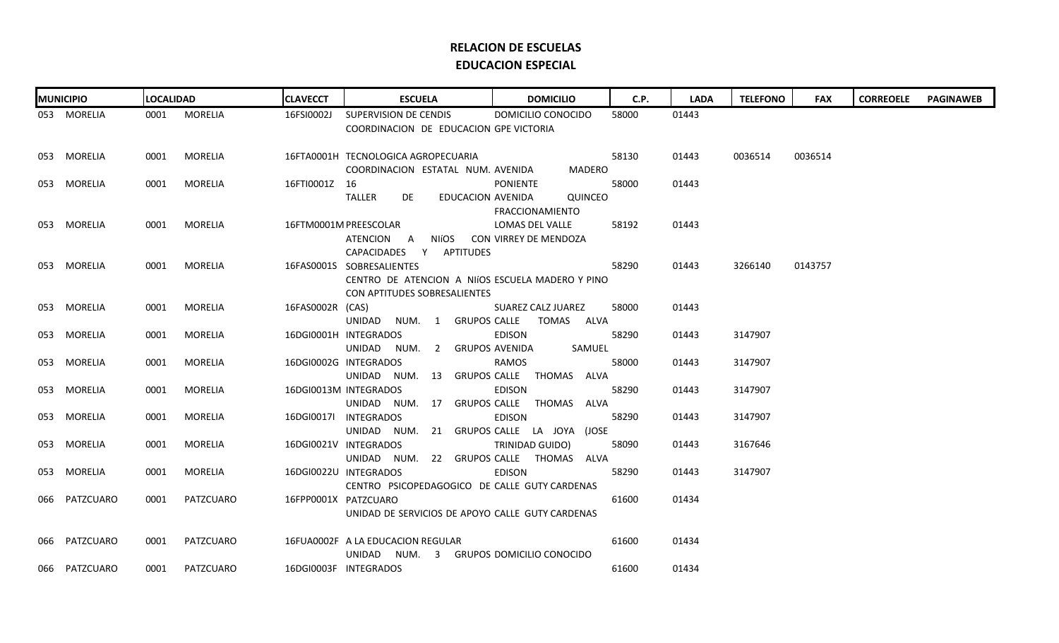**RELACION DE ESCUELAS**

**EDUCACION ESPECIAL**

| MUNICIPIO | LOCALIDAD | CLAVECCT | ESCUELA | DOMICILIO | C.P. | LADA | TELEFONO | FAX | CORREOELE | PAGINAWEB |
|---|---|---|---|---|---|---|---|---|---|---|
| 053 MORELIA | 0001 MORELIA | 16FSI0002J | SUPERVISION DE CENDIS | DOMICILIO CONOCIDO | 58000 | 01443 | | | | |
| | | | COORDINACION DE EDUCACION | GPE VICTORIA | | | | | | |
| 053 MORELIA | 0001 MORELIA | 16FTA0001H | TECNOLOGICA AGROPECUARIA | | 58130 | 01443 | 0036514 | 0036514 | | |
| | | | COORDINACION ESTATAL NUM. | AVENIDA MADERO | | | | | | |
| 053 MORELIA | 0001 MORELIA | 16FTI0001Z | 16 | PONIENTE | 58000 | 01443 | | | | |
| | | | TALLER DE EDUCACION | AVENIDA QUINCEO | | | | | | |
| | | | | FRACCIONAMIENTO | | | | | | |
| 053 MORELIA | 0001 MORELIA | 16FTM0001M | PREESCOLAR | LOMAS DEL VALLE | 58192 | 01443 | | | | |
| | | | ATENCION A NIíOS | CON VIRREY DE MENDOZA | | | | | | |
| | | | CAPACIDADES Y APTITUDES | | | | | | | |
| 053 MORELIA | 0001 MORELIA | 16FAS0001S | SOBRESALIENTES | | 58290 | 01443 | 3266140 | 0143757 | | |
| | | | CENTRO DE ATENCION A NIíOS | ESCUELA MADERO Y PINO | | | | | | |
| | | | CON APTITUDES SOBRESALIENTES | | | | | | | |
| 053 MORELIA | 0001 MORELIA | 16FAS0002R | (CAS) | SUAREZ CALZ JUAREZ | 58000 | 01443 | | | | |
| | | | UNIDAD NUM. 1 GRUPOS | CALLE TOMAS ALVA | | | | | | |
| 053 MORELIA | 0001 MORELIA | 16DGI0001H | INTEGRADOS | EDISON | 58290 | 01443 | 3147907 | | | |
| | | | UNIDAD NUM. 2 GRUPOS | AVENIDA SAMUEL | | | | | | |
| 053 MORELIA | 0001 MORELIA | 16DGI0002G | INTEGRADOS | RAMOS | 58000 | 01443 | 3147907 | | | |
| | | | UNIDAD NUM. 13 GRUPOS | CALLE THOMAS ALVA | | | | | | |
| 053 MORELIA | 0001 MORELIA | 16DGI0013M | INTEGRADOS | EDISON | 58290 | 01443 | 3147907 | | | |
| | | | UNIDAD NUM. 17 GRUPOS | CALLE THOMAS ALVA | | | | | | |
| 053 MORELIA | 0001 MORELIA | 16DGI0017I | INTEGRADOS | EDISON | 58290 | 01443 | 3147907 | | | |
| | | | UNIDAD NUM. 21 GRUPOS | CALLE LA JOYA (JOSE | | | | | | |
| 053 MORELIA | 0001 MORELIA | 16DGI0021V | INTEGRADOS | TRINIDAD GUIDO) | 58090 | 01443 | 3167646 | | | |
| | | | UNIDAD NUM. 22 GRUPOS | CALLE THOMAS ALVA | | | | | | |
| 053 MORELIA | 0001 MORELIA | 16DGI0022U | INTEGRADOS | EDISON | 58290 | 01443 | 3147907 | | | |
| | | | CENTRO PSICOPEDAGOGICO DE | CALLE GUTY CARDENAS | | | | | | |
| 066 PATZCUARO | 0001 PATZCUARO | 16FPP0001X | PATZCUARO | | 61600 | 01434 | | | | |
| | | | UNIDAD DE SERVICIOS DE APOYO | CALLE GUTY CARDENAS | | | | | | |
| 066 PATZCUARO | 0001 PATZCUARO | 16FUA0002F | A LA EDUCACION REGULAR | | 61600 | 01434 | | | | |
| | | | UNIDAD NUM. 3 GRUPOS | DOMICILIO CONOCIDO | | | | | | |
| 066 PATZCUARO | 0001 PATZCUARO | 16DGI0003F | INTEGRADOS | | 61600 | 01434 | | | | |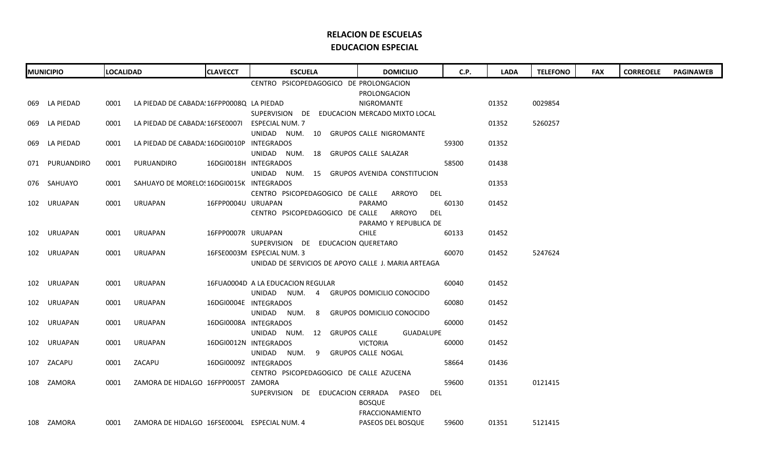# RELACION DE ESCUELAS

## EDUCACION ESPECIAL

| MUNICIPIO | LOCALIDAD | | CLAVECCT | ESCUELA | DOMICILIO | C.P. | LADA | TELEFONO | FAX | CORREOELE | PAGINAWEB |
|---|---|---|---|---|---|---|---|---|---|---|---|
| 069 LA PIEDAD | 0001 | LA PIEDAD DE CABADAS | 16FPP0008Q | CENTRO PSICOPEDAGOGICO DE LA PIEDAD | PROLONGACION PROLONGACION NIGROMANTE | | 01352 | 0029854 | | | |
| 069 LA PIEDAD | 0001 | LA PIEDAD DE CABADAS | 16FSE0007I | SUPERVISION DE EDUCACION ESPECIAL NUM. 7 | MERCADO MIXTO LOCAL | | 01352 | 5260257 | | | |
| 069 LA PIEDAD | 0001 | LA PIEDAD DE CABADAS | 16DGI0010P | UNIDAD NUM. 10 GRUPOS INTEGRADOS | CALLE NIGROMANTE | 59300 | 01352 | | | | |
| 071 PURUANDIRO | 0001 | PURUANDIRO | 16DGI0018H | UNIDAD NUM. 18 GRUPOS INTEGRADOS | CALLE SALAZAR | 58500 | 01438 | | | | |
| 076 SAHUAYO | 0001 | SAHUAYO DE MORELOS | 16DGI0015K | UNIDAD NUM. 15 GRUPOS INTEGRADOS | AVENIDA CONSTITUCION | | 01353 | | | | |
| 102 URUAPAN | 0001 | URUAPAN | 16FPP0004U | CENTRO PSICOPEDAGOGICO DE URUAPAN | CALLE ARROYO DEL PARAMO | 60130 | 01452 | | | | |
| 102 URUAPAN | 0001 | URUAPAN | 16FPP0007R | CENTRO PSICOPEDAGOGICO DE URUAPAN | CALLE ARROYO DEL PARAMO Y REPUBLICA DE CHILE | 60133 | 01452 | | | | |
| 102 URUAPAN | 0001 | URUAPAN | 16FSE0003M | SUPERVISION DE EDUCACION ESPECIAL NUM. 3 | QUERETARO | 60070 | 01452 | 5247624 | | | |
| 102 URUAPAN | 0001 | URUAPAN | 16FUA0004D | UNIDAD DE SERVICIOS DE APOYO A LA EDUCACION REGULAR | CALLE J. MARIA ARTEAGA | 60040 | 01452 | | | | |
| 102 URUAPAN | 0001 | URUAPAN | 16DGI0004E | UNIDAD NUM. 4 GRUPOS INTEGRADOS | DOMICILIO CONOCIDO | 60080 | 01452 | | | | |
| 102 URUAPAN | 0001 | URUAPAN | 16DGI0008A | UNIDAD NUM. 8 GRUPOS INTEGRADOS | DOMICILIO CONOCIDO | 60000 | 01452 | | | | |
| 102 URUAPAN | 0001 | URUAPAN | 16DGI0012N | UNIDAD NUM. 12 GRUPOS INTEGRADOS | CALLE GUADALUPE VICTORIA | 60000 | 01452 | | | | |
| 107 ZACAPU | 0001 | ZACAPU | 16DGI0009Z | UNIDAD NUM. 9 GRUPOS INTEGRADOS | CALLE NOGAL | 58664 | 01436 | | | | |
| 108 ZAMORA | 0001 | ZAMORA DE HIDALGO | 16FPP0005T | CENTRO PSICOPEDAGOGICO DE ZAMORA | CALLE AZUCENA | 59600 | 01351 | 0121415 | | | |
| 108 ZAMORA | 0001 | ZAMORA DE HIDALGO | 16FSE0004L | SUPERVISION DE EDUCACION ESPECIAL NUM. 4 | CERRADA PASEO DEL BOSQUE FRACCIONAMIENTO PASEOS DEL BOSQUE | 59600 | 01351 | 5121415 | | | |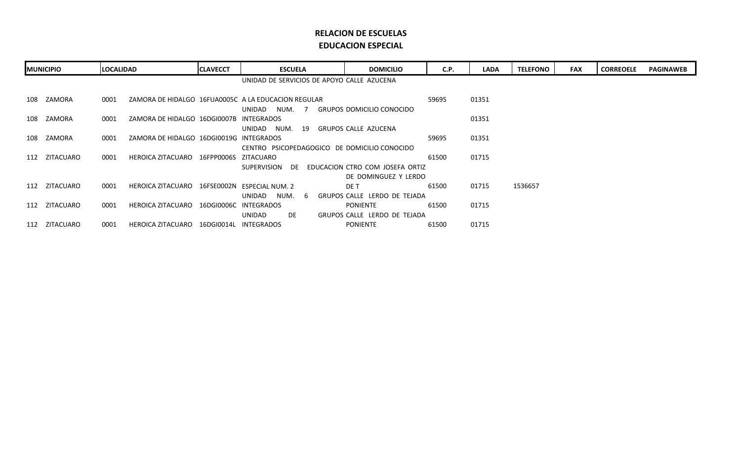## RELACION DE ESCUELAS

### EDUCACION ESPECIAL

| MUNICIPIO | LOCALIDAD | CLAVECCT | ESCUELA | DOMICILIO | C.P. | LADA | TELEFONO | FAX | CORREOELE | PAGINAWEB |
|---|---|---|---|---|---|---|---|---|---|---|
| 108 ZAMORA | 0001 ZAMORA DE HIDALGO | 16FUA0005C | UNIDAD DE SERVICIOS DE APOYO A LA EDUCACION REGULAR | CALLE AZUCENA | 59695 | 01351 | | | | |
| 108 ZAMORA | 0001 ZAMORA DE HIDALGO | 16DGI0007B | UNIDAD NUM. 7 GRUPOS INTEGRADOS | DOMICILIO CONOCIDO | | 01351 | | | | |
| 108 ZAMORA | 0001 ZAMORA DE HIDALGO | 16DGI0019G | UNIDAD NUM. 19 GRUPOS INTEGRADOS | CALLE AZUCENA | 59695 | 01351 | | | | |
| 112 ZITACUARO | 0001 HEROICA ZITACUARO | 16FPP0006S | CENTRO PSICOPEDAGOGICO DE ZITACUARO | DOMICILIO CONOCIDO | 61500 | 01715 | | | | |
| 112 ZITACUARO | 0001 HEROICA ZITACUARO | 16FSE0002N | SUPERVISION DE EDUCACION ESPECIAL NUM. 2 | CTRO COM JOSEFA ORTIZ DE DOMINGUEZ Y LERDO DE T | 61500 | 01715 | 1536657 | | | |
| 112 ZITACUARO | 0001 HEROICA ZITACUARO | 16DGI0006C | UNIDAD NUM. 6 GRUPOS INTEGRADOS | CALLE LERDO DE TEJADA PONIENTE | 61500 | 01715 | | | | |
| 112 ZITACUARO | 0001 HEROICA ZITACUARO | 16DGI0014L | UNIDAD DE GRUPOS INTEGRADOS | CALLE LERDO DE TEJADA PONIENTE | 61500 | 01715 | | | | |